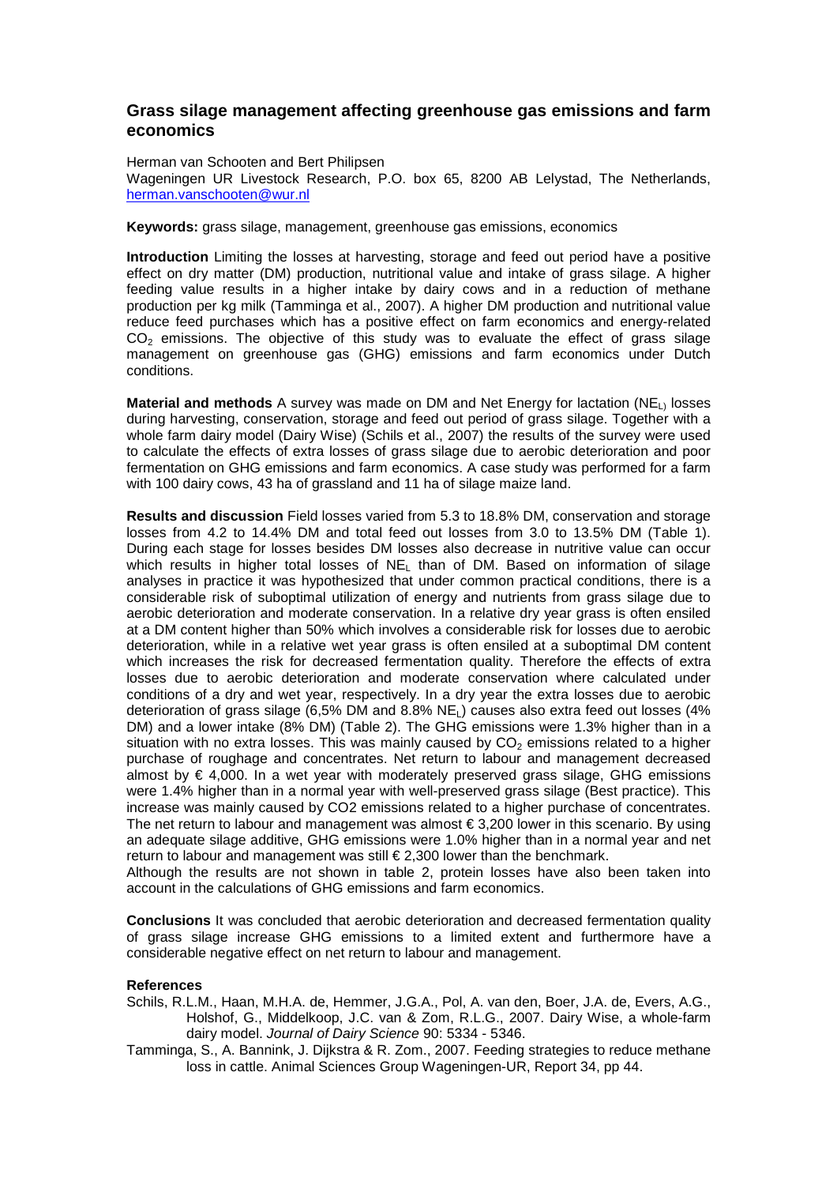# Grass silage management affecting greenhouse gas emissions and farm economics

Herman van Schooten and Bert Philipsen
Wageningen UR Livestock Research, P.O. box 65, 8200 AB Lelystad, The Netherlands, herman.vanschooten@wur.nl

**Keywords:** grass silage, management, greenhouse gas emissions, economics

**Introduction** Limiting the losses at harvesting, storage and feed out period have a positive effect on dry matter (DM) production, nutritional value and intake of grass silage. A higher feeding value results in a higher intake by dairy cows and in a reduction of methane production per kg milk (Tamminga et al., 2007). A higher DM production and nutritional value reduce feed purchases which has a positive effect on farm economics and energy-related $CO_2$ emissions. The objective of this study was to evaluate the effect of grass silage management on greenhouse gas (GHG) emissions and farm economics under Dutch conditions.

**Material and methods** A survey was made on DM and Net Energy for lactation ($NE_L$) losses during harvesting, conservation, storage and feed out period of grass silage. Together with a whole farm dairy model (Dairy Wise) (Schils et al., 2007) the results of the survey were used to calculate the effects of extra losses of grass silage due to aerobic deterioration and poor fermentation on GHG emissions and farm economics. A case study was performed for a farm with 100 dairy cows, 43 ha of grassland and 11 ha of silage maize land.

**Results and discussion** Field losses varied from 5.3 to 18.8% DM, conservation and storage losses from 4.2 to 14.4% DM and total feed out losses from 3.0 to 13.5% DM (Table 1). During each stage for losses besides DM losses also decrease in nutritive value can occur which results in higher total losses of $NE_L$ than of DM. Based on information of silage analyses in practice it was hypothesized that under common practical conditions, there is a considerable risk of suboptimal utilization of energy and nutrients from grass silage due to aerobic deterioration and moderate conservation. In a relative dry year grass is often ensiled at a DM content higher than 50% which involves a considerable risk for losses due to aerobic deterioration, while in a relative wet year grass is often ensiled at a suboptimal DM content which increases the risk for decreased fermentation quality. Therefore the effects of extra losses due to aerobic deterioration and moderate conservation where calculated under conditions of a dry and wet year, respectively. In a dry year the extra losses due to aerobic deterioration of grass silage (6,5% DM and 8.8% $NE_L$) causes also extra feed out losses (4% DM) and a lower intake (8% DM) (Table 2). The GHG emissions were 1.3% higher than in a situation with no extra losses. This was mainly caused by $CO_2$ emissions related to a higher purchase of roughage and concentrates. Net return to labour and management decreased almost by € 4,000. In a wet year with moderately preserved grass silage, GHG emissions were 1.4% higher than in a normal year with well-preserved grass silage (Best practice). This increase was mainly caused by CO2 emissions related to a higher purchase of concentrates. The net return to labour and management was almost € 3,200 lower in this scenario. By using an adequate silage additive, GHG emissions were 1.0% higher than in a normal year and net return to labour and management was still € 2,300 lower than the benchmark.
Although the results are not shown in table 2, protein losses have also been taken into account in the calculations of GHG emissions and farm economics.

**Conclusions** It was concluded that aerobic deterioration and decreased fermentation quality of grass silage increase GHG emissions to a limited extent and furthermore have a considerable negative effect on net return to labour and management.

**References**

Schils, R.L.M., Haan, M.H.A. de, Hemmer, J.G.A., Pol, A. van den, Boer, J.A. de, Evers, A.G., Holshof, G., Middelkoop, J.C. van & Zom, R.L.G., 2007. Dairy Wise, a whole-farm dairy model. *Journal of Dairy Science* 90: 5334 - 5346.

Tamminga, S., A. Bannink, J. Dijkstra & R. Zom., 2007. Feeding strategies to reduce methane loss in cattle. Animal Sciences Group Wageningen-UR, Report 34, pp 44.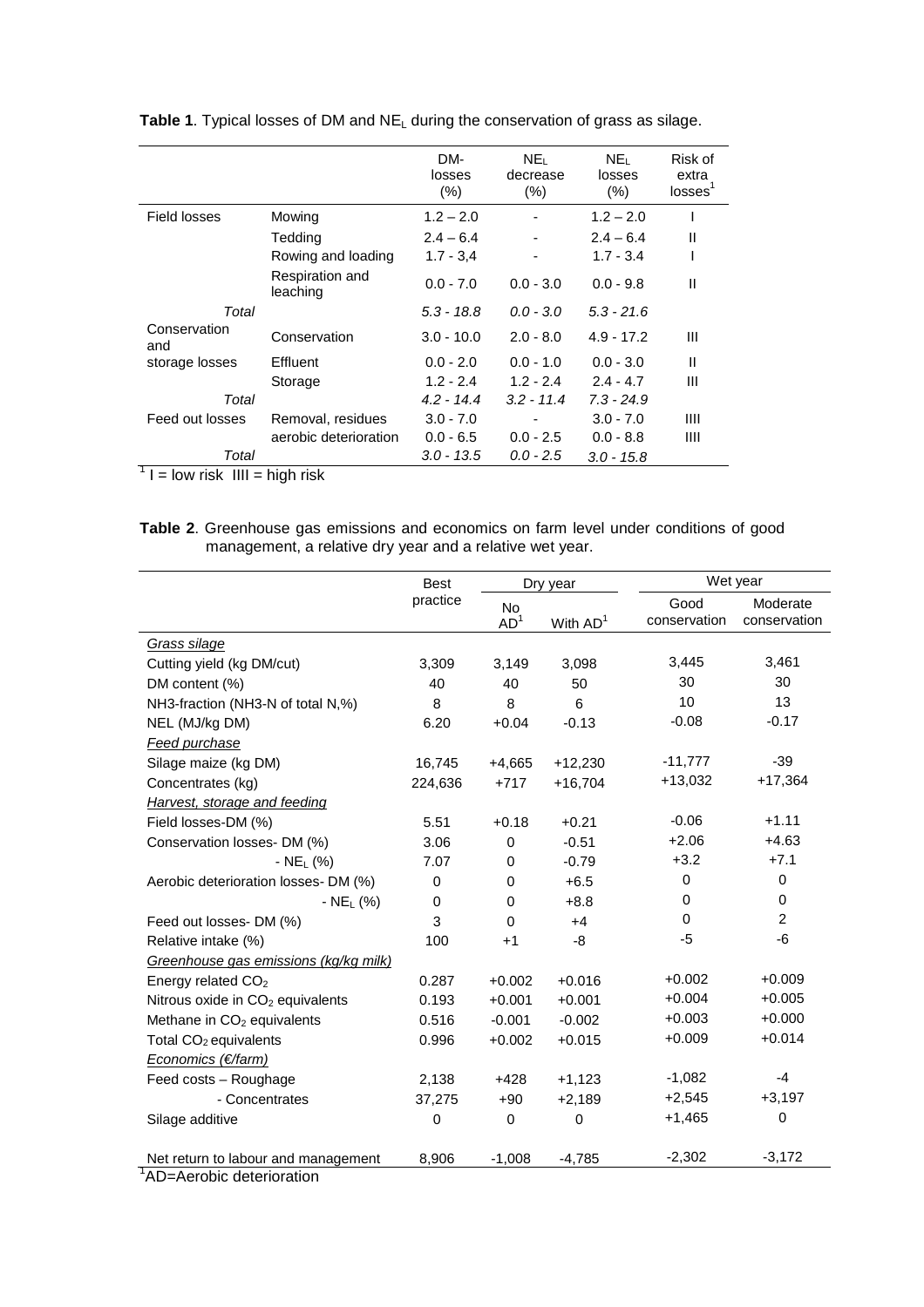**Table 1**. Typical losses of DM and $NE_L$ during the conservation of grass as silage.

| | | DM-losses (%) | $NE_L$ decrease (%) | $NE_L$ losses (%) | Risk of extra losses[1] |
|---|---|---|---|---|---|
| Field losses | Mowing | 1.2 – 2.0 | - | 1.2 – 2.0 | I |
| | Tedding | 2.4 – 6.4 | - | 2.4 – 6.4 | II |
| | Rowing and loading | 1.7 - 3,4 | - | 1.7 - 3.4 | I |
| | Respiration and leaching | 0.0 - 7.0 | 0.0 - 3.0 | 0.0 - 9.8 | II |
| *Total* | | *5.3 - 18.8* | *0.0 - 3.0* | *5.3 - 21.6* | |
| Conservation and | Conservation | 3.0 - 10.0 | 2.0 - 8.0 | 4.9 - 17.2 | III |
| storage losses | Effluent | 0.0 - 2.0 | 0.0 - 1.0 | 0.0 - 3.0 | II |
| | Storage | 1.2 - 2.4 | 1.2 - 2.4 | 2.4 - 4.7 | III |
| *Total* | | *4.2 - 14.4* | *3.2 - 11.4* | *7.3 - 24.9* | |
| Feed out losses | Removal, residues | 3.0 - 7.0 | - | 3.0 - 7.0 | IIII |
| | aerobic deterioration | 0.0 - 6.5 | 0.0 - 2.5 | 0.0 - 8.8 | IIII |
| *Total* | | *3.0 - 13.5* | *0.0 - 2.5* | *3.0 - 15.8* | |

[1] I = low risk IIII = high risk

**Table 2**. Greenhouse gas emissions and economics on farm level under conditions of good management, a relative dry year and a relative wet year.

| | Best practice | Dry year | | Wet year | |
|---|---|---|---|---|---|
| | | No AD[1] | With AD[1] | Good conservation | Moderate conservation |
| *Grass silage* | | | | | |
| Cutting yield (kg DM/cut) | 3,309 | 3,149 | 3,098 | 3,445 | 3,461 |
| DM content (%) | 40 | 40 | 50 | 30 | 30 |
| NH3-fraction (NH3-N of total N,%) | 8 | 8 | 6 | 10 | 13 |
| NEL (MJ/kg DM) | 6.20 | +0.04 | -0.13 | -0.08 | -0.17 |
| *Feed purchase* | | | | | |
| Silage maize (kg DM) | 16,745 | +4,665 | +12,230 | -11,777 | -39 |
| Concentrates (kg) | 224,636 | +717 | +16,704 | +13,032 | +17,364 |
| *Harvest, storage and feeding* | | | | | |
| Field losses-DM (%) | 5.51 | +0.18 | +0.21 | -0.06 | +1.11 |
| Conservation losses- DM (%) | 3.06 | 0 | -0.51 | +2.06 | +4.63 |
| - $NE_L$ (%) | 7.07 | 0 | -0.79 | +3.2 | +7.1 |
| Aerobic deterioration losses- DM (%) | 0 | 0 | +6.5 | 0 | 0 |
| - $NE_L$ (%) | 0 | 0 | +8.8 | 0 | 0 |
| Feed out losses- DM (%) | 3 | 0 | +4 | 0 | 2 |
| Relative intake (%) | 100 | +1 | -8 | -5 | -6 |
| *Greenhouse gas emissions (kg/kg milk)* | | | | | |
| Energy related $CO_2$ | 0.287 | +0.002 | +0.016 | +0.002 | +0.009 |
| Nitrous oxide in $CO_2$ equivalents | 0.193 | +0.001 | +0.001 | +0.004 | +0.005 |
| Methane in $CO_2$ equivalents | 0.516 | -0.001 | -0.002 | +0.003 | +0.000 |
| Total $CO_2$ equivalents | 0.996 | +0.002 | +0.015 | +0.009 | +0.014 |
| *Economics (€/farm)* | | | | | |
| Feed costs – Roughage | 2,138 | +428 | +1,123 | -1,082 | -4 |
| - Concentrates | 37,275 | +90 | +2,189 | +2,545 | +3,197 |
| Silage additive | 0 | 0 | 0 | +1,465 | 0 |
| Net return to labour and management | 8,906 | -1,008 | -4,785 | -2,302 | -3,172 |

[1]AD=Aerobic deterioration